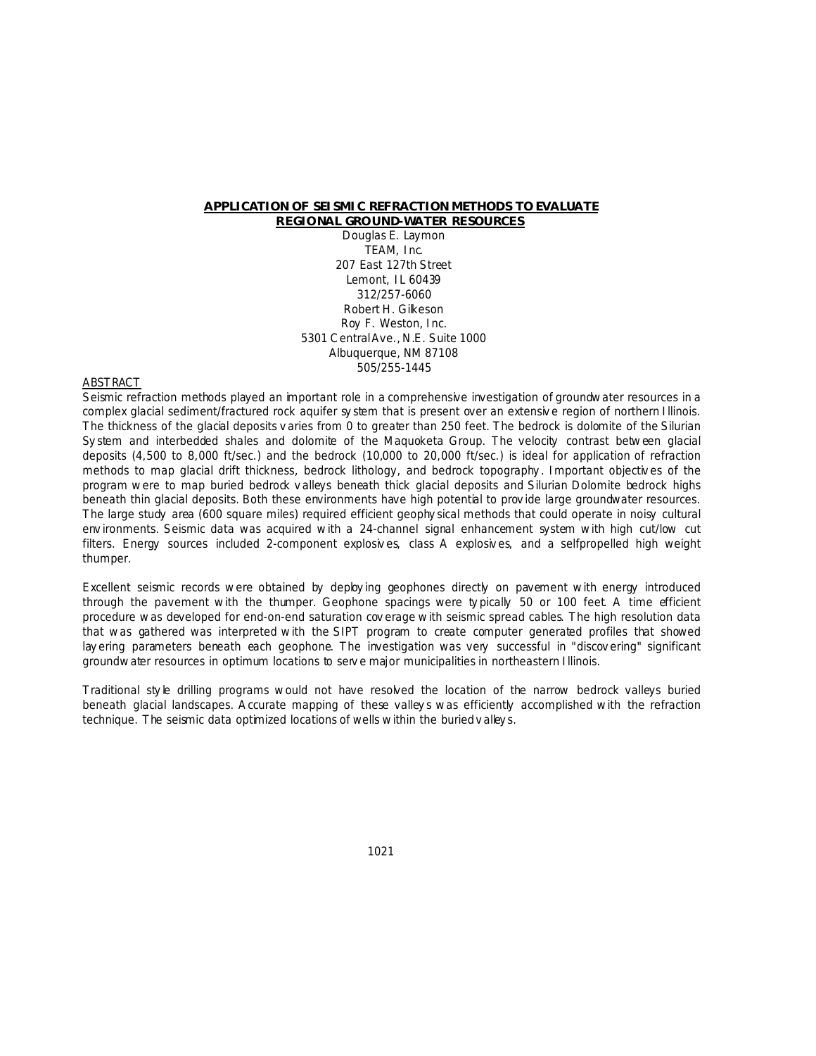# APPLICATION OF SEISMIC REFRACTION METHODS TO EVALUATE REGIONAL GROUND-WATER RESOURCES

Douglas E. Laymon
TEAM, Inc.
207 East 127th Street
Lemont, IL 60439
312/257-6060

Robert H. Gilkeson
Roy F. Weston, Inc.
5301 Central Ave., N.E. Suite 1000
Albuquerque, NM 87108
505/255-1445

## ABSTRACT

Seismic refraction methods played an important role in a comprehensive investigation of groundwater resources in a complex glacial sediment/fractured rock aquifer system that is present over an extensive region of northern Illinois. The thickness of the glacial deposits varies from 0 to greater than 250 feet. The bedrock is dolomite of the Silurian System and interbedded shales and dolomite of the Maquoketa Group. The velocity contrast between glacial deposits (4,500 to 8,000 ft/sec.) and the bedrock (10,000 to 20,000 ft/sec.) is ideal for application of refraction methods to map glacial drift thickness, bedrock lithology, and bedrock topography. Important objectives of the program were to map buried bedrock valleys beneath thick glacial deposits and Silurian Dolomite bedrock highs beneath thin glacial deposits. Both these environments have high potential to provide large groundwater resources. The large study area (600 square miles) required efficient geophysical methods that could operate in noisy cultural environments. Seismic data was acquired with a 24-channel signal enhancement system with high cut/low cut filters. Energy sources included 2-component explosives, class A explosives, and a selfpropelled high weight thumper.

Excellent seismic records were obtained by deploying geophones directly on pavement with energy introduced through the pavement with the thumper. Geophone spacings were typically 50 or 100 feet. A time efficient procedure was developed for end-on-end saturation coverage with seismic spread cables. The high resolution data that was gathered was interpreted with the SIPT program to create computer generated profiles that showed layering parameters beneath each geophone. The investigation was very successful in "discovering" significant groundwater resources in optimum locations to serve major municipalities in northeastern Illinois.

Traditional style drilling programs would not have resolved the location of the narrow bedrock valleys buried beneath glacial landscapes. Accurate mapping of these valleys was efficiently accomplished with the refraction technique. The seismic data optimized locations of wells within the buried valleys.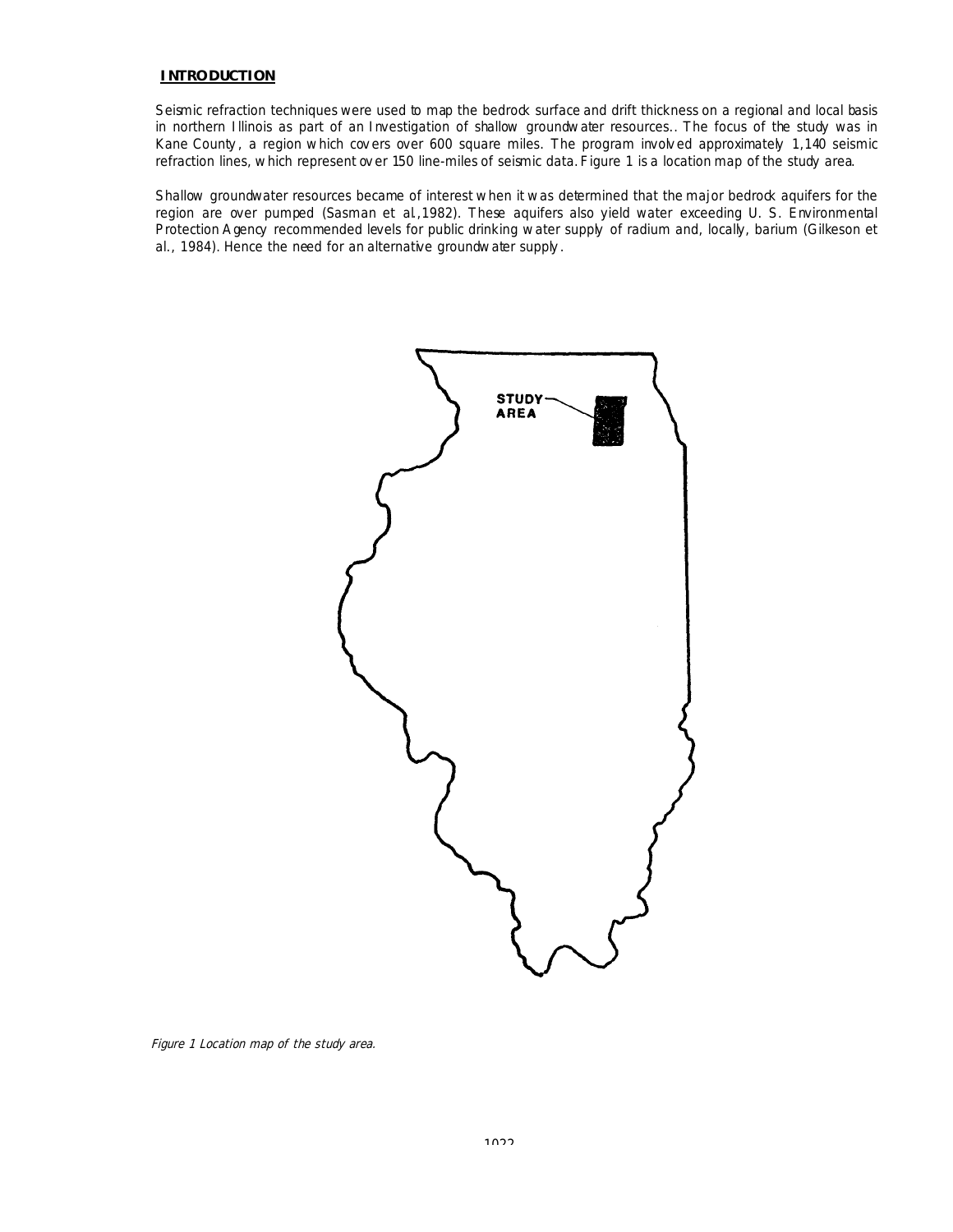## INTRODUCTION

Seismic refraction techniques were used to map the bedrock surface and drift thickness on a regional and local basis in northern Illinois as part of an Investigation of shallow groundwater resources.. The focus of the study was in Kane County, a region which covers over 600 square miles. The program involved approximately 1,140 seismic refraction lines, which represent over 150 line-miles of seismic data. Figure 1 is a location map of the study area.

Shallow groundwater resources became of interest when it was determined that the major bedrock aquifers for the region are over pumped (Sasman et al.,1982). These aquifers also yield water exceeding U. S. Environmental Protection Agency recommended levels for public drinking water supply of radium and, locally, barium (Gilkeson et al., 1984). Hence the need for an alternative groundwater supply.

*Figure 1 Location map of the study area.*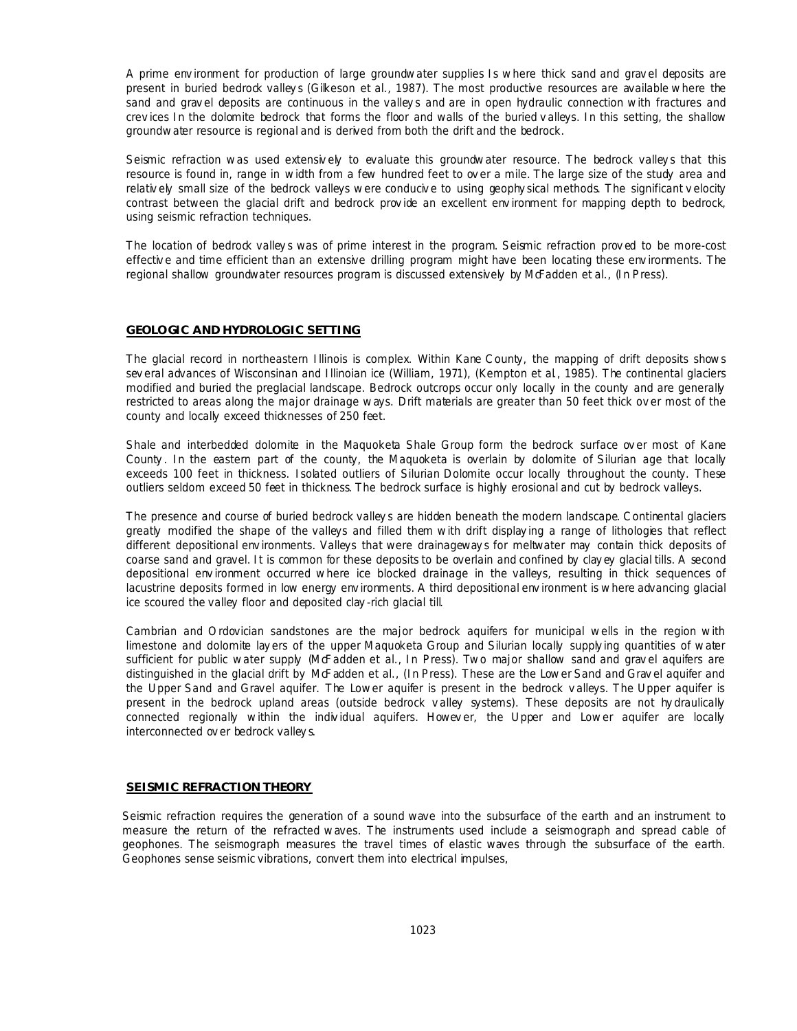A prime environment for production of large groundwater supplies Is where thick sand and gravel deposits are present in buried bedrock valleys (Gilkeson et al., 1987). The most productive resources are available where the sand and gravel deposits are continuous in the valleys and are in open hydraulic connection with fractures and crevices In the dolomite bedrock that forms the floor and walls of the buried valleys. In this setting, the shallow groundwater resource is regional and is derived from both the drift and the bedrock.

Seismic refraction was used extensively to evaluate this groundwater resource. The bedrock valleys that this resource is found in, range in width from a few hundred feet to over a mile. The large size of the study area and relatively small size of the bedrock valleys were conducive to using geophysical methods. The significant velocity contrast between the glacial drift and bedrock provide an excellent environment for mapping depth to bedrock, using seismic refraction techniques.

The location of bedrock valleys was of prime interest in the program. Seismic refraction proved to be more-cost effective and time efficient than an extensive drilling program might have been locating these environments. The regional shallow groundwater resources program is discussed extensively by McFadden et al., (In Press).

## GEOLOGIC AND HYDROLOGIC SETTING

The glacial record in northeastern Illinois is complex. Within Kane County, the mapping of drift deposits shows several advances of Wisconsinan and Illinoian ice (William, 1971), (Kempton et al., 1985). The continental glaciers modified and buried the preglacial landscape. Bedrock outcrops occur only locally in the county and are generally restricted to areas along the major drainage ways. Drift materials are greater than 50 feet thick over most of the county and locally exceed thicknesses of 250 feet.

Shale and interbedded dolomite in the Maquoketa Shale Group form the bedrock surface over most of Kane County. In the eastern part of the county, the Maquoketa is overlain by dolomite of Silurian age that locally exceeds 100 feet in thickness. Isolated outliers of Silurian Dolomite occur locally throughout the county. These outliers seldom exceed 50 feet in thickness. The bedrock surface is highly erosional and cut by bedrock valleys.

The presence and course of buried bedrock valleys are hidden beneath the modern landscape. Continental glaciers greatly modified the shape of the valleys and filled them with drift displaying a range of lithologies that reflect different depositional environments. Valleys that were drainageways for meltwater may contain thick deposits of coarse sand and gravel. It is common for these deposits to be overlain and confined by clayey glacial tills. A second depositional environment occurred where ice blocked drainage in the valleys, resulting in thick sequences of lacustrine deposits formed in low energy environments. A third depositional environment is where advancing glacial ice scoured the valley floor and deposited clay-rich glacial till.

Cambrian and Ordovician sandstones are the major bedrock aquifers for municipal wells in the region with limestone and dolomite layers of the upper Maquoketa Group and Silurian locally supplying quantities of water sufficient for public water supply (McFadden et al., In Press). Two major shallow sand and gravel aquifers are distinguished in the glacial drift by McFadden et al., (In Press). These are the Lower Sand and Gravel aquifer and the Upper Sand and Gravel aquifer. The Lower aquifer is present in the bedrock valleys. The Upper aquifer is present in the bedrock upland areas (outside bedrock valley systems). These deposits are not hydraulically connected regionally within the individual aquifers. However, the Upper and Lower aquifer are locally interconnected over bedrock valleys.

## SEISMIC REFRACTION THEORY

Seismic refraction requires the generation of a sound wave into the subsurface of the earth and an instrument to measure the return of the refracted waves. The instruments used include a seismograph and spread cable of geophones. The seismograph measures the travel times of elastic waves through the subsurface of the earth. Geophones sense seismic vibrations, convert them into electrical impulses,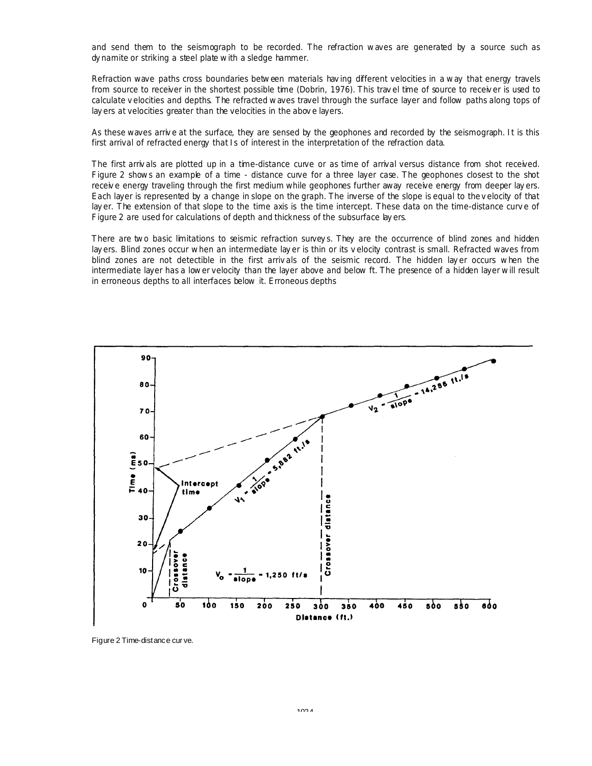and send them to the seismograph to be recorded. The refraction waves are generated by a source such as dynamite or striking a steel plate with a sledge hammer.

Refraction wave paths cross boundaries between materials having different velocities in a way that energy travels from source to receiver in the shortest possible time (Dobrin, 1976). This travel time of source to receiver is used to calculate velocities and depths. The refracted waves travel through the surface layer and follow paths along tops of layers at velocities greater than the velocities in the above layers.

As these waves arrive at the surface, they are sensed by the geophones and recorded by the seismograph. It is this first arrival of refracted energy that Is of interest in the interpretation of the refraction data.

The first arrivals are plotted up in a time-distance curve or as time of arrival versus distance from shot received. Figure 2 shows an example of a time - distance curve for a three layer case. The geophones closest to the shot receive energy traveling through the first medium while geophones further away receive energy from deeper layers. Each layer is represented by a change in slope on the graph. The inverse of the slope is equal to the velocity of that layer. The extension of that slope to the time axis is the time intercept. These data on the time-distance curve of Figure 2 are used for calculations of depth and thickness of the subsurface layers.

There are two basic limitations to seismic refraction surveys. They are the occurrence of blind zones and hidden layers. Blind zones occur when an intermediate layer is thin or its velocity contrast is small. Refracted waves from blind zones are not detectible in the first arrivals of the seismic record. The hidden layer occurs when the intermediate layer has a lower velocity than the layer above and below ft. The presence of a hidden layer will result in erroneous depths to all interfaces below it. Erroneous depths

Figure 2 Time-distance curve.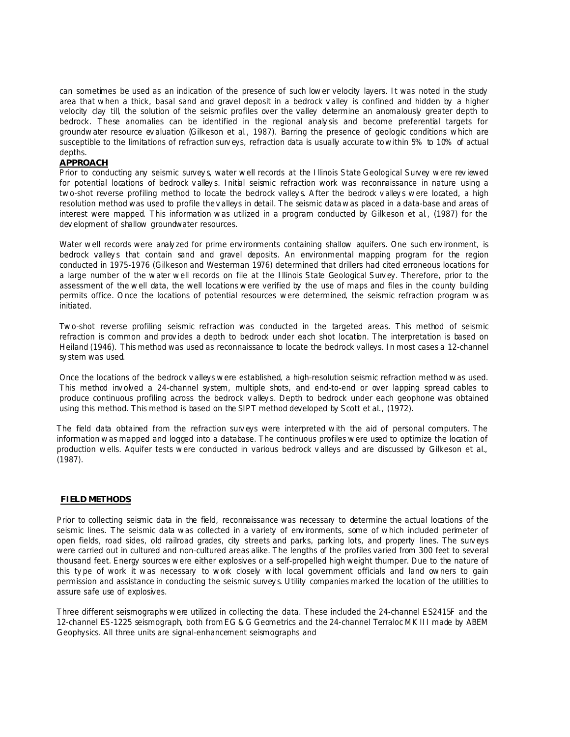can sometimes be used as an indication of the presence of such lower velocity layers. It was noted in the study area that when a thick, basal sand and gravel deposit in a bedrock valley is confined and hidden by a higher velocity clay till, the solution of the seismic profiles over the valley determine an anomalously greater depth to bedrock. These anomalies can be identified in the regional analysis and become preferential targets for groundwater resource evaluation (Gilkeson et al., 1987). Barring the presence of geologic conditions which are susceptible to the limitations of refraction surveys, refraction data is usually accurate to within 5% to 10% of actual depths.

## APPROACH

Prior to conducting any seismic surveys, water well records at the Illinois State Geological Survey were reviewed for potential locations of bedrock valleys. Initial seismic refraction work was reconnaissance in nature using a two-shot reverse profiling method to locate the bedrock valleys. After the bedrock valleys were located, a high resolution method was used to profile the valleys in detail. The seismic data was placed in a data-base and areas of interest were mapped. This information was utilized in a program conducted by Gilkeson et al., (1987) for the development of shallow groundwater resources.

Water well records were analyzed for prime environments containing shallow aquifers. One such environment, is bedrock valleys that contain sand and gravel deposits. An environmental mapping program for the region conducted in 1975-1976 (Gilkeson and Westerman 1976) determined that drillers had cited erroneous locations for a large number of the water well records on file at the Illinois State Geological Survey. Therefore, prior to the assessment of the well data, the well locations were verified by the use of maps and files in the county building permits office. Once the locations of potential resources were determined, the seismic refraction program was initiated.

Two-shot reverse profiling seismic refraction was conducted in the targeted areas. This method of seismic refraction is common and provides a depth to bedrock under each shot location. The interpretation is based on Heiland (1946). This method was used as reconnaissance to locate the bedrock valleys. In most cases a 12-channel system was used.

Once the locations of the bedrock valleys were established, a high-resolution seismic refraction method was used. This method involved a 24-channel system, multiple shots, and end-to-end or over lapping spread cables to produce continuous profiling across the bedrock valleys. Depth to bedrock under each geophone was obtained using this method. This method is based on the SIPT method developed by Scott et al., (1972).

The field data obtained from the refraction surveys were interpreted with the aid of personal computers. The information was mapped and logged into a database. The continuous profiles were used to optimize the location of production wells. Aquifer tests were conducted in various bedrock valleys and are discussed by Gilkeson et al., (1987).

## FIELD METHODS

Prior to collecting seismic data in the field, reconnaissance was necessary to determine the actual locations of the seismic lines. The seismic data was collected in a variety of environments, some of which included perimeter of open fields, road sides, old railroad grades, city streets and parks, parking lots, and property lines. The surveys were carried out in cultured and non-cultured areas alike. The lengths of the profiles varied from 300 feet to several thousand feet. Energy sources were either explosives or a self-propelled high weight thumper. Due to the nature of this type of work it was necessary to work closely with local government officials and land owners to gain permission and assistance in conducting the seismic surveys. Utility companies marked the location of the utilities to assure safe use of explosives.

Three different seismographs were utilized in collecting the data. These included the 24-channel ES2415F and the 12-channel ES-1225 seismograph, both from EG & G Geometrics and the 24-channel Terraloc MK III made by ABEM Geophysics. All three units are signal-enhancement seismographs and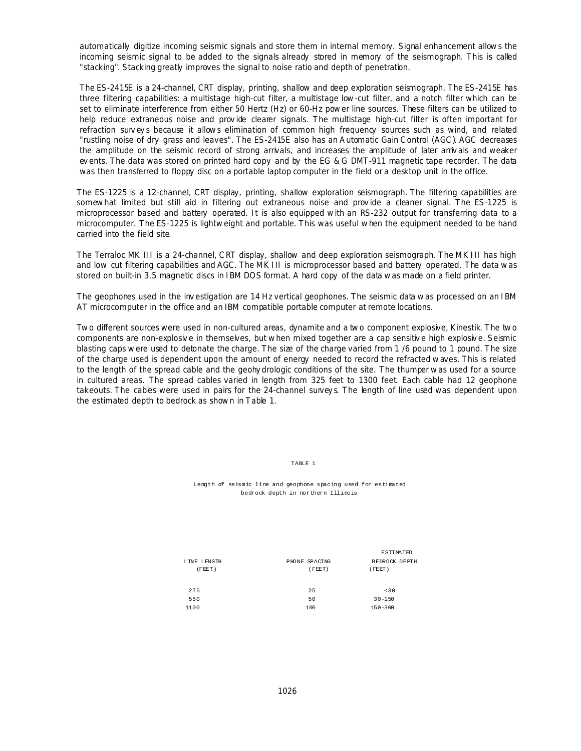automatically digitize incoming seismic signals and store them in internal memory. Signal enhancement allows the incoming seismic signal to be added to the signals already stored in memory of the seismograph. This is called "stacking". Stacking greatly improves the signal to noise ratio and depth of penetration.

The ES-2415E is a 24-channel, CRT display, printing, shallow and deep exploration seismograph. The ES-2415E has three filtering capabilities: a multistage high-cut filter, a multistage low-cut filter, and a notch filter which can be set to eliminate interference from either 50 Hertz (Hz) or 60-Hz power line sources. These filters can be utilized to help reduce extraneous noise and provide clearer signals. The multistage high-cut filter is often important for refraction surveys because it allows elimination of common high frequency sources such as wind, and related "rustling noise of dry grass and leaves". The ES-2415E also has an Automatic Gain Control (AGC). AGC decreases the amplitude on the seismic record of strong arrivals, and increases the amplitude of later arrivals and weaker events. The data was stored on printed hard copy and by the EG & G DMT-911 magnetic tape recorder. The data was then transferred to floppy disc on a portable laptop computer in the field or a desktop unit in the office.

The ES-1225 is a 12-channel, CRT display, printing, shallow exploration seismograph. The filtering capabilities are somewhat limited but still aid in filtering out extraneous noise and provide a cleaner signal. The ES-1225 is microprocessor based and battery operated. It is also equipped with an RS-232 output for transferring data to a microcomputer. The ES-1225 is lightweight and portable. This was useful when the equipment needed to be hand carried into the field site.

The Terraloc MK III is a 24-channel, CRT display, shallow and deep exploration seismograph. The MK III has high and low cut filtering capabilities and AGC. The MK III is microprocessor based and battery operated. The data was stored on built-in 3.5 magnetic discs in IBM DOS format. A hard copy of the data was made on a field printer.

The geophones used in the investigation are 14 Hz vertical geophones. The seismic data was processed on an IBM AT microcomputer in the office and an IBM compatible portable computer at remote locations.

Two different sources were used in non-cultured areas, dynamite and a two component explosive, Kinestik. The two components are non-explosive in themselves, but when mixed together are a cap sensitive high explosive. Seismic blasting caps were used to detonate the charge. The size of the charge varied from 1 /6 pound to 1 pound. The size of the charge used is dependent upon the amount of energy needed to record the refracted waves. This is related to the length of the spread cable and the geohydrologic conditions of the site. The thumper was used for a source in cultured areas. The spread cables varied in length from 325 feet to 1300 feet. Each cable had 12 geophone takeouts. The cables were used in pairs for the 24-channel surveys. The length of line used was dependent upon the estimated depth to bedrock as shown in Table 1.

TABLE 1

Length of seismic line and geophone spacing used for estimated bedrock depth in northern Illinois

| LINE LENGTH (FEET) | PHONE SPACING (FEET) | ESTIMATED BEDROCK DEPTH (FEET) |
|---|---|---|
| 275 | 25 | <30 |
| 550 | 50 | 30-150 |
| 1100 | 100 | 150-300 |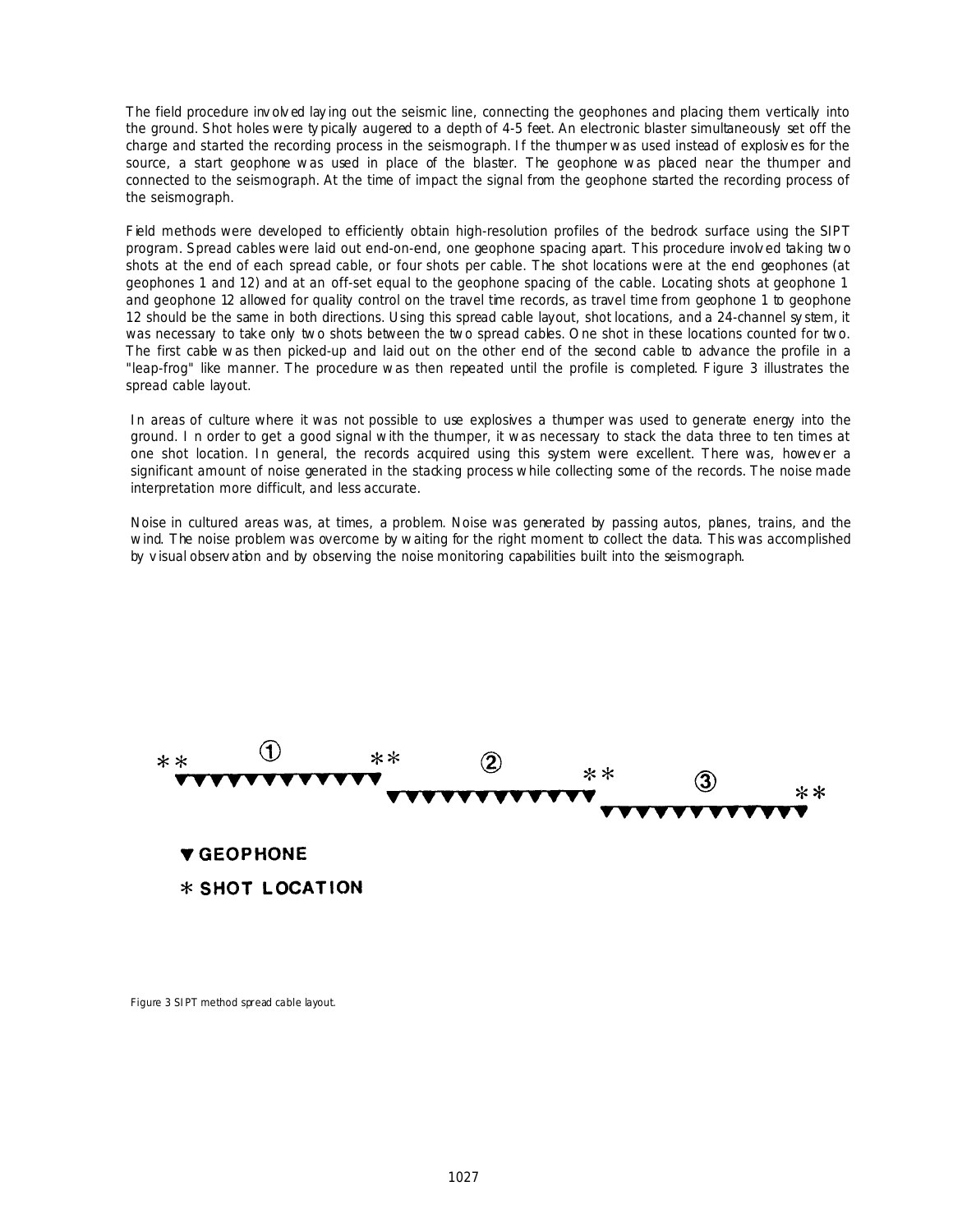The field procedure involved laying out the seismic line, connecting the geophones and placing them vertically into the ground. Shot holes were typically augered to a depth of 4-5 feet. An electronic blaster simultaneously set off the charge and started the recording process in the seismograph. If the thumper was used instead of explosives for the source, a start geophone was used in place of the blaster. The geophone was placed near the thumper and connected to the seismograph. At the time of impact the signal from the geophone started the recording process of the seismograph.

Field methods were developed to efficiently obtain high-resolution profiles of the bedrock surface using the SIPT program. Spread cables were laid out end-on-end, one geophone spacing apart. This procedure involved taking two shots at the end of each spread cable, or four shots per cable. The shot locations were at the end geophones (at geophones 1 and 12) and at an off-set equal to the geophone spacing of the cable. Locating shots at geophone 1 and geophone 12 allowed for quality control on the travel time records, as travel time from geophone 1 to geophone 12 should be the same in both directions. Using this spread cable layout, shot locations, and a 24-channel system, it was necessary to take only two shots between the two spread cables. One shot in these locations counted for two. The first cable was then picked-up and laid out on the other end of the second cable to advance the profile in a "leap-frog" like manner. The procedure was then repeated until the profile is completed. Figure 3 illustrates the spread cable layout.

In areas of culture where it was not possible to use explosives a thumper was used to generate energy into the ground. In order to get a good signal with the thumper, it was necessary to stack the data three to ten times at one shot location. In general, the records acquired using this system were excellent. There was, however a significant amount of noise generated in the stacking process while collecting some of the records. The noise made interpretation more difficult, and less accurate.

Noise in cultured areas was, at times, a problem. Noise was generated by passing autos, planes, trains, and the wind. The noise problem was overcome by waiting for the right moment to collect the data. This was accomplished by visual observation and by observing the noise monitoring capabilities built into the seismograph.

Figure 3 SIPT method spread cable layout.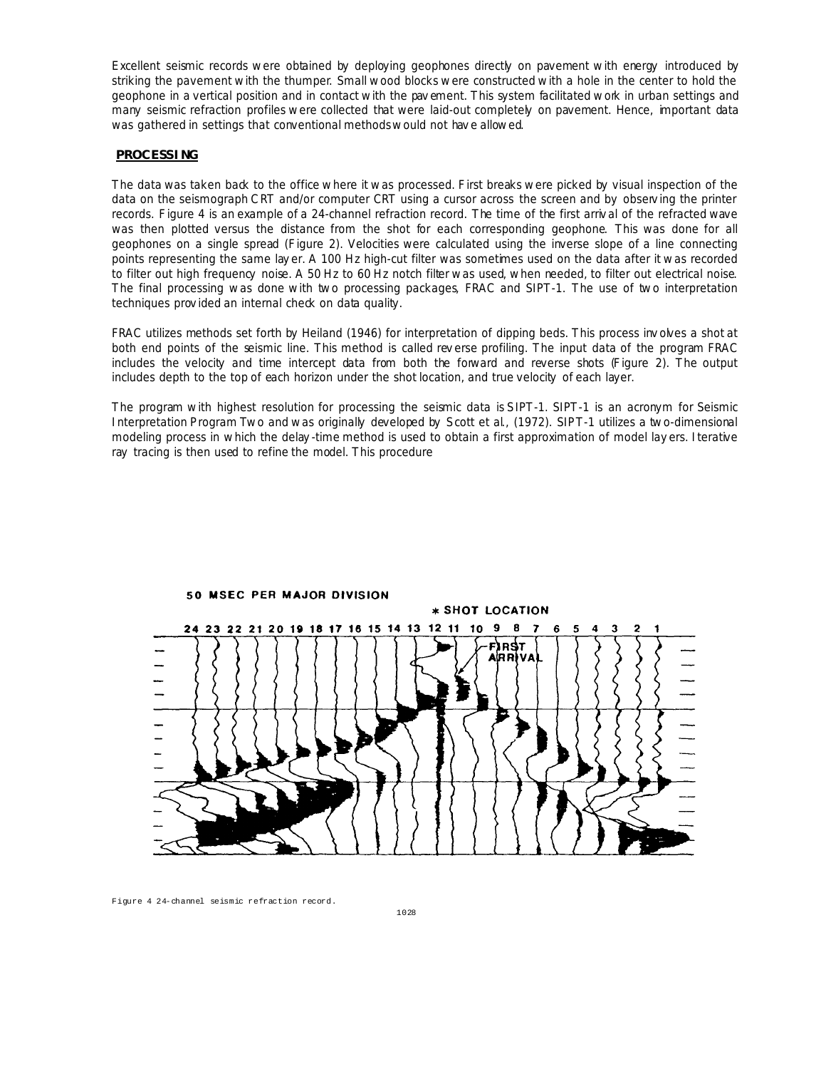Excellent seismic records were obtained by deploying geophones directly on pavement with energy introduced by striking the pavement with the thumper. Small wood blocks were constructed with a hole in the center to hold the geophone in a vertical position and in contact with the pavement. This system facilitated work in urban settings and many seismic refraction profiles were collected that were laid-out completely on pavement. Hence, important data was gathered in settings that conventional methods would not have allowed.

## PROCESSING

The data was taken back to the office where it was processed. First breaks were picked by visual inspection of the data on the seismograph CRT and/or computer CRT using a cursor across the screen and by observing the printer records. Figure 4 is an example of a 24-channel refraction record. The time of the first arrival of the refracted wave was then plotted versus the distance from the shot for each corresponding geophone. This was done for all geophones on a single spread (Figure 2). Velocities were calculated using the inverse slope of a line connecting points representing the same layer. A 100 Hz high-cut filter was sometimes used on the data after it was recorded to filter out high frequency noise. A 50 Hz to 60 Hz notch filter was used, when needed, to filter out electrical noise. The final processing was done with two processing packages, FRAC and SIPT-1. The use of two interpretation techniques provided an internal check on data quality.

FRAC utilizes methods set forth by Heiland (1946) for interpretation of dipping beds. This process involves a shot at both end points of the seismic line. This method is called reverse profiling. The input data of the program FRAC includes the velocity and time intercept data from both the forward and reverse shots (Figure 2). The output includes depth to the top of each horizon under the shot location, and true velocity of each layer.

The program with highest resolution for processing the seismic data is SIPT-1. SIPT-1 is an acronym for Seismic Interpretation Program Two and was originally developed by Scott et al., (1972). SIPT-1 utilizes a two-dimensional modeling process in which the delay-time method is used to obtain a first approximation of model layers. Iterative ray tracing is then used to refine the model. This procedure

50 MSEC PER MAJOR DIVISION

* SHOT LOCATION

24 23 22 21 20 19 18 17 16 15 14 13 12 11 10 9 8 7 6 5 4 3 2 1

FIRST ARRIVAL

Figure 4 24-channel seismic refraction record.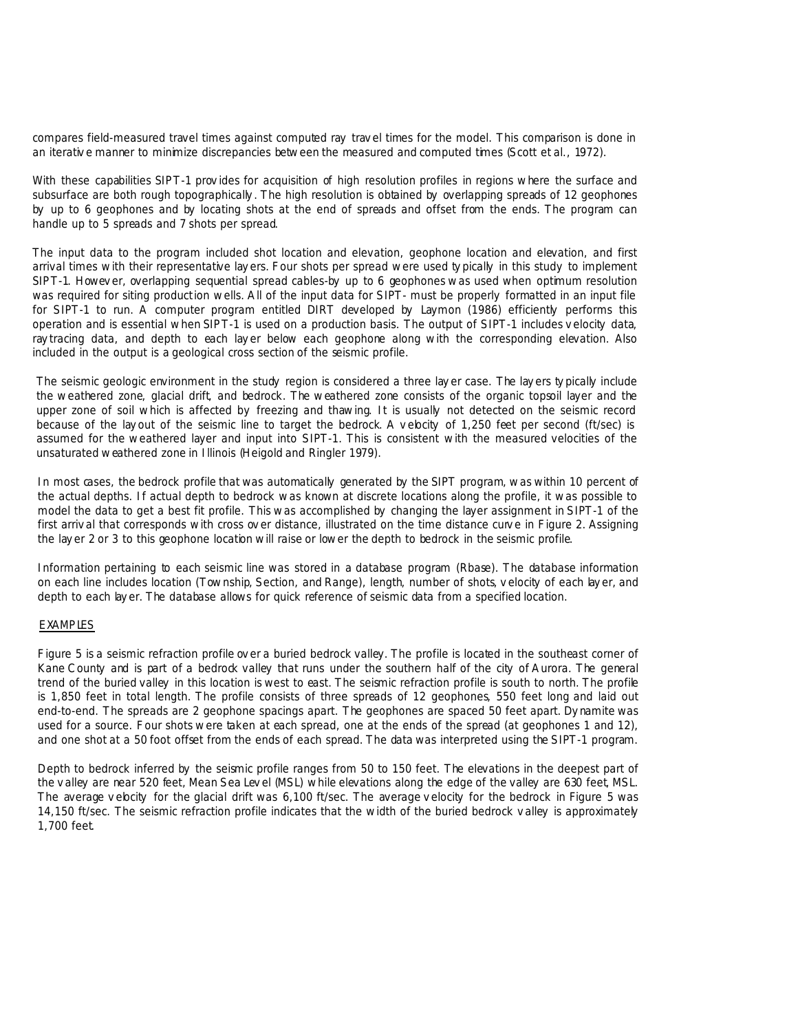compares field-measured travel times against computed ray travel times for the model. This comparison is done in an iterative manner to minimize discrepancies between the measured and computed times (Scott et al., 1972).

With these capabilities SIPT-1 provides for acquisition of high resolution profiles in regions where the surface and subsurface are both rough topographically. The high resolution is obtained by overlapping spreads of 12 geophones by up to 6 geophones and by locating shots at the end of spreads and offset from the ends. The program can handle up to 5 spreads and 7 shots per spread.

The input data to the program included shot location and elevation, geophone location and elevation, and first arrival times with their representative layers. Four shots per spread were used typically in this study to implement SIPT-1. However, overlapping sequential spread cables-by up to 6 geophones was used when optimum resolution was required for siting production wells. All of the input data for SIPT- must be properly formatted in an input file for SIPT-1 to run. A computer program entitled DIRT developed by Laymon (1986) efficiently performs this operation and is essential when SIPT-1 is used on a production basis. The output of SIPT-1 includes velocity data, raytracing data, and depth to each layer below each geophone along with the corresponding elevation. Also included in the output is a geological cross section of the seismic profile.

The seismic geologic environment in the study region is considered a three layer case. The layers typically include the weathered zone, glacial drift, and bedrock. The weathered zone consists of the organic topsoil layer and the upper zone of soil which is affected by freezing and thawing. It is usually not detected on the seismic record because of the layout of the seismic line to target the bedrock. A velocity of 1,250 feet per second (ft/sec) is assumed for the weathered layer and input into SIPT-1. This is consistent with the measured velocities of the unsaturated weathered zone in Illinois (Heigold and Ringler 1979).

In most cases, the bedrock profile that was automatically generated by the SIPT program, was within 10 percent of the actual depths. If actual depth to bedrock was known at discrete locations along the profile, it was possible to model the data to get a best fit profile. This was accomplished by changing the layer assignment in SIPT-1 of the first arrival that corresponds with cross over distance, illustrated on the time distance curve in Figure 2. Assigning the layer 2 or 3 to this geophone location will raise or lower the depth to bedrock in the seismic profile.

Information pertaining to each seismic line was stored in a database program (Rbase). The database information on each line includes location (Township, Section, and Range), length, number of shots, velocity of each layer, and depth to each layer. The database allows for quick reference of seismic data from a specified location.

## EXAMPLES

Figure 5 is a seismic refraction profile over a buried bedrock valley. The profile is located in the southeast corner of Kane County and is part of a bedrock valley that runs under the southern half of the city of Aurora. The general trend of the buried valley in this location is west to east. The seismic refraction profile is south to north. The profile is 1,850 feet in total length. The profile consists of three spreads of 12 geophones, 550 feet long and laid out end-to-end. The spreads are 2 geophone spacings apart. The geophones are spaced 50 feet apart. Dynamite was used for a source. Four shots were taken at each spread, one at the ends of the spread (at geophones 1 and 12), and one shot at a 50 foot offset from the ends of each spread. The data was interpreted using the SIPT-1 program.

Depth to bedrock inferred by the seismic profile ranges from 50 to 150 feet. The elevations in the deepest part of the valley are near 520 feet, Mean Sea Level (MSL) while elevations along the edge of the valley are 630 feet, MSL. The average velocity for the glacial drift was 6,100 ft/sec. The average velocity for the bedrock in Figure 5 was 14,150 ft/sec. The seismic refraction profile indicates that the width of the buried bedrock valley is approximately 1,700 feet.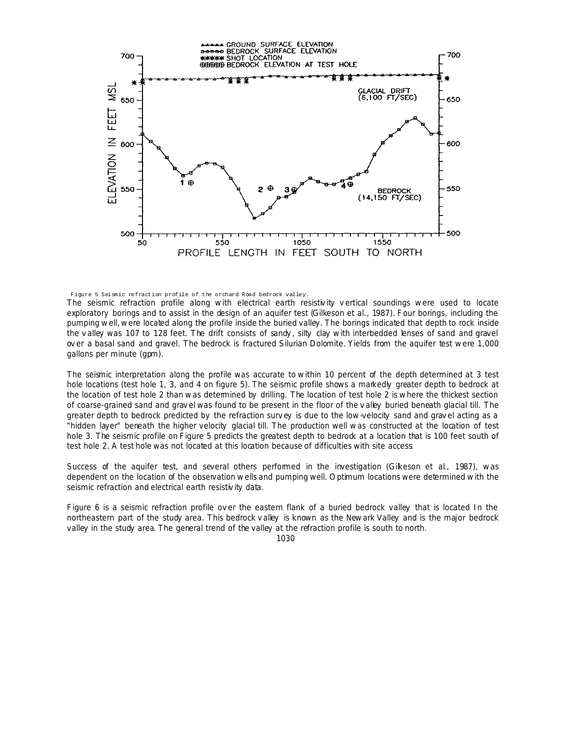Figure 5 Seismic refraction profile of the orchard Road bedrock valley.

The seismic refraction profile along with electrical earth resistivity vertical soundings were used to locate exploratory borings and to assist in the design of an aquifer test (Gilkeson et al., 1987). Four borings, including the pumping well, were located along the profile inside the buried valley. The borings indicated that depth to rock inside the valley was 107 to 128 feet. The drift consists of sandy, silty clay with interbedded lenses of sand and gravel over a basal sand and gravel. The bedrock is fractured Silurian Dolomite. Yields from the aquifer test were 1,000 gallons per minute (gpm).

The seismic interpretation along the profile was accurate to within 10 percent of the depth determined at 3 test hole locations (test hole 1, 3, and 4 on figure 5). The seismic profile shows a markedly greater depth to bedrock at the location of test hole 2 than was determined by drilling. The location of test hole 2 is where the thickest section of coarse-grained sand and gravel was found to be present in the floor of the valley buried beneath glacial till. The greater depth to bedrock predicted by the refraction survey is due to the low-velocity sand and gravel acting as a "hidden layer" beneath the higher velocity glacial till. The production well was constructed at the location of test hole 3. The seismic profile on Figure 5 predicts the greatest depth to bedrock at a location that is 100 feet south of test hole 2. A test hole was not located at this location because of difficulties with site access.

Success of the aquifer test, and several others performed in the investigation (Gilkeson et al., 1987), was dependent on the location of the observation wells and pumping well. Optimum locations were determined with the seismic refraction and electrical earth resistivity data.

Figure 6 is a seismic refraction profile over the eastern flank of a buried bedrock valley that is located In the northeastern part of the study area. This bedrock valley is known as the Newark Valley and is the major bedrock valley in the study area. The general trend of the valley at the refraction profile is south to north.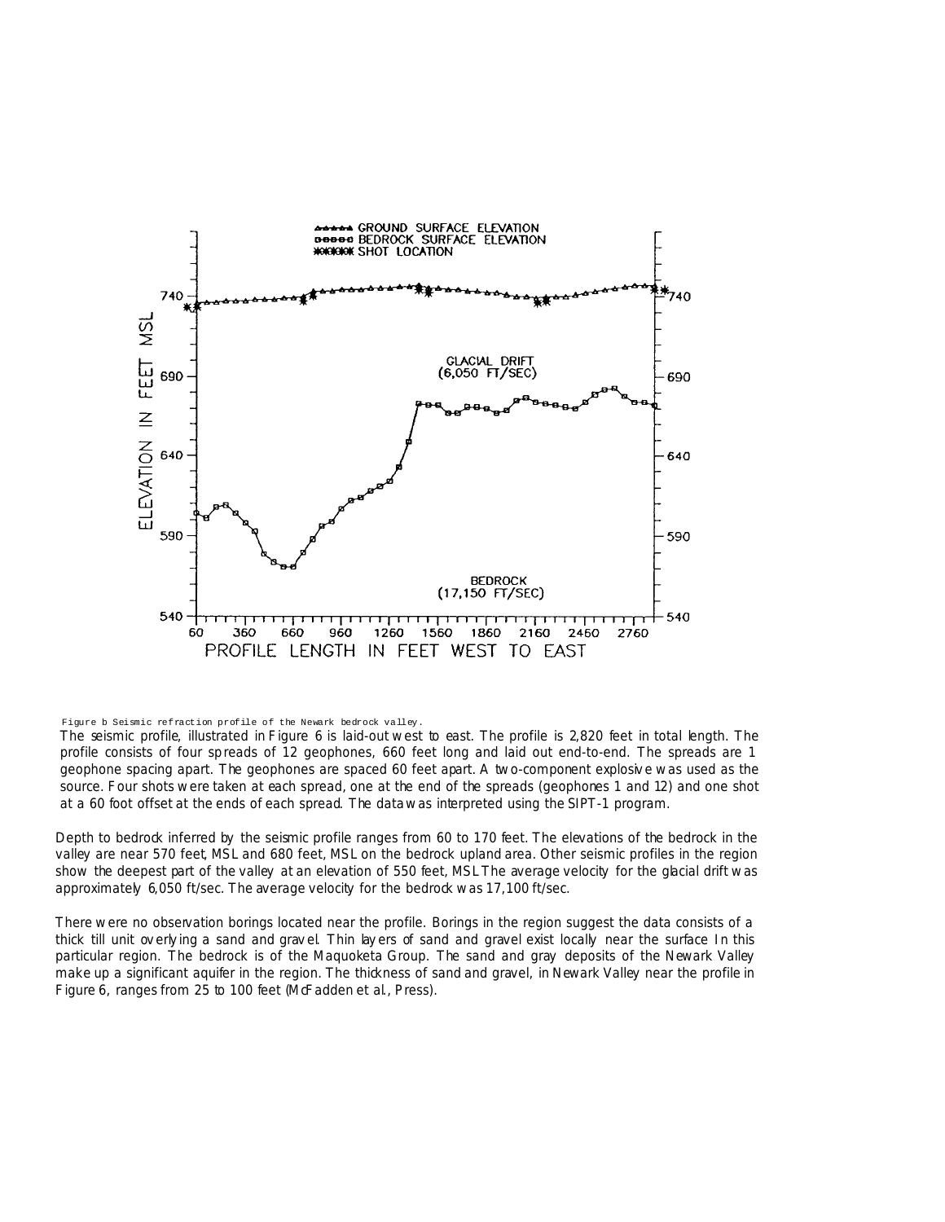Figure b Seismic refraction profile of the Newark bedrock valley.

The seismic profile, illustrated in Figure 6 is laid-out west to east. The profile is 2,820 feet in total length. The profile consists of four spreads of 12 geophones, 660 feet long and laid out end-to-end. The spreads are 1 geophone spacing apart. The geophones are spaced 60 feet apart. A two-component explosive was used as the source. Four shots were taken at each spread, one at the end of the spreads (geophones 1 and 12) and one shot at a 60 foot offset at the ends of each spread. The data was interpreted using the SIPT-1 program.

Depth to bedrock inferred by the seismic profile ranges from 60 to 170 feet. The elevations of the bedrock in the valley are near 570 feet, MSL and 680 feet, MSL on the bedrock upland area. Other seismic profiles in the region show the deepest part of the valley at an elevation of 550 feet, MSL The average velocity for the glacial drift was approximately 6,050 ft/sec. The average velocity for the bedrock was 17,100 ft/sec.

There were no observation borings located near the profile. Borings in the region suggest the data consists of a thick till unit overlying a sand and gravel. Thin layers of sand and gravel exist locally near the surface In this particular region. The bedrock is of the Maquoketa Group. The sand and gray deposits of the Newark Valley make up a significant aquifer in the region. The thickness of sand and gravel, in Newark Valley near the profile in Figure 6, ranges from 25 to 100 feet (McFadden et al., Press).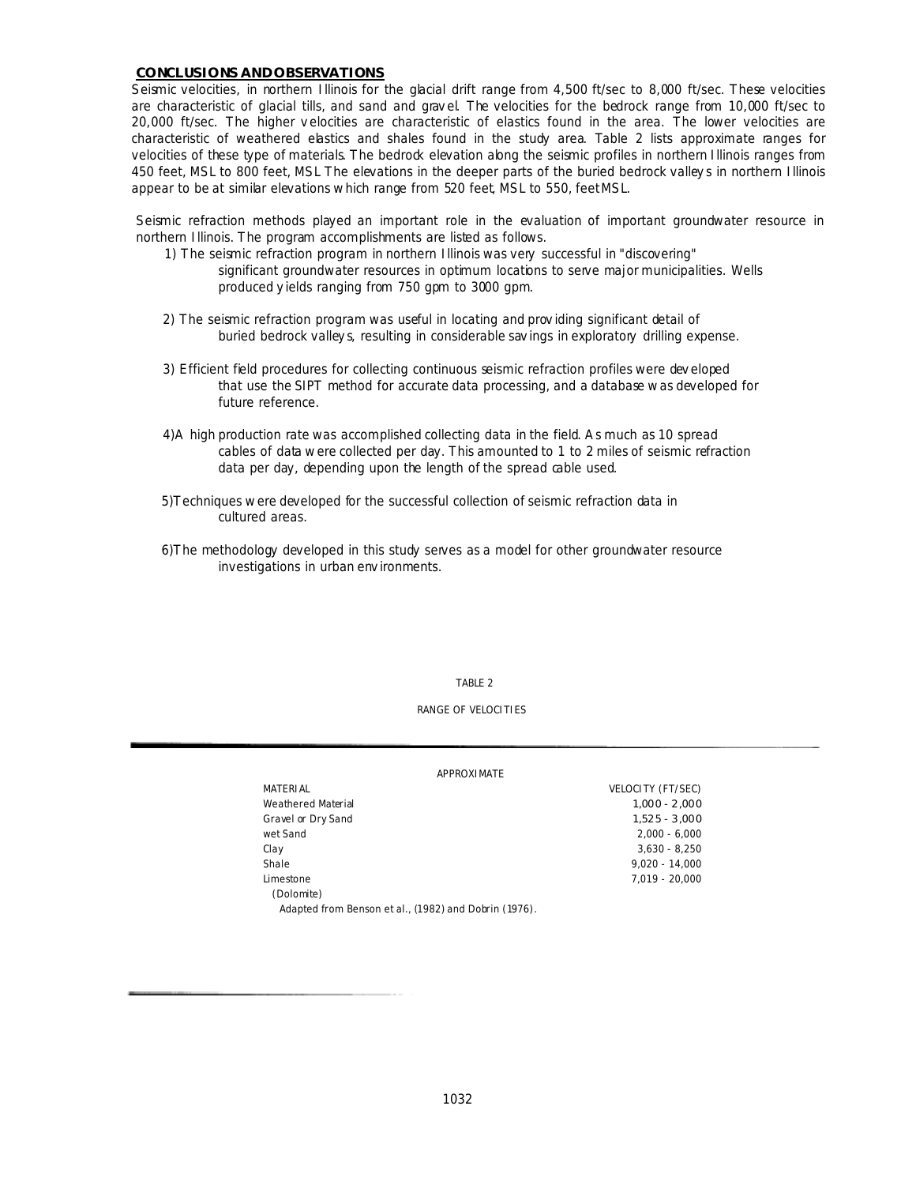## CONCLUSIONS AND OBSERVATIONS

Seismic velocities, in northern Illinois for the glacial drift range from 4,500 ft/sec to 8,000 ft/sec. These velocities are characteristic of glacial tills, and sand and gravel. The velocities for the bedrock range from 10,000 ft/sec to 20,000 ft/sec. The higher velocities are characteristic of elastics found in the area. The lower velocities are characteristic of weathered elastics and shales found in the study area. Table 2 lists approximate ranges for velocities of these type of materials. The bedrock elevation along the seismic profiles in northern Illinois ranges from 450 feet, MSL to 800 feet, MSL The elevations in the deeper parts of the buried bedrock valleys in northern Illinois appear to be at similar elevations which range from 520 feet, MSL to 550, feet MSL.

Seismic refraction methods played an important role in the evaluation of important groundwater resource in northern Illinois. The program accomplishments are listed as follows.

1) The seismic refraction program in northern Illinois was very successful in "discovering" significant groundwater resources in optimum locations to serve major municipalities. Wells produced yields ranging from 750 gpm to 3000 gpm.

2) The seismic refraction program was useful in locating and providing significant detail of buried bedrock valleys, resulting in considerable savings in exploratory drilling expense.

3) Efficient field procedures for collecting continuous seismic refraction profiles were developed that use the SIPT method for accurate data processing, and a database was developed for future reference.

4) A high production rate was accomplished collecting data in the field. As much as 10 spread cables of data were collected per day. This amounted to 1 to 2 miles of seismic refraction data per day, depending upon the length of the spread cable used.

5) Techniques were developed for the successful collection of seismic refraction data in cultured areas.

6) The methodology developed in this study serves as a model for other groundwater resource investigations in urban environments.

TABLE 2

RANGE OF VELOCITIES

| MATERIAL | APPROXIMATE VELOCITY (FT/SEC) |
|---|---|
| Weathered Material | 1,000 - 2,000 |
| Gravel or Dry Sand | 1,525 - 3,000 |
| wet Sand | 2,000 - 6,000 |
| Clay | 3,630 - 8,250 |
| Shale | 9,020 - 14,000 |
| Limestone (Dolomite) | 7,019 - 20,000 |

Adapted from Benson et al., (1982) and Dobrin (1976).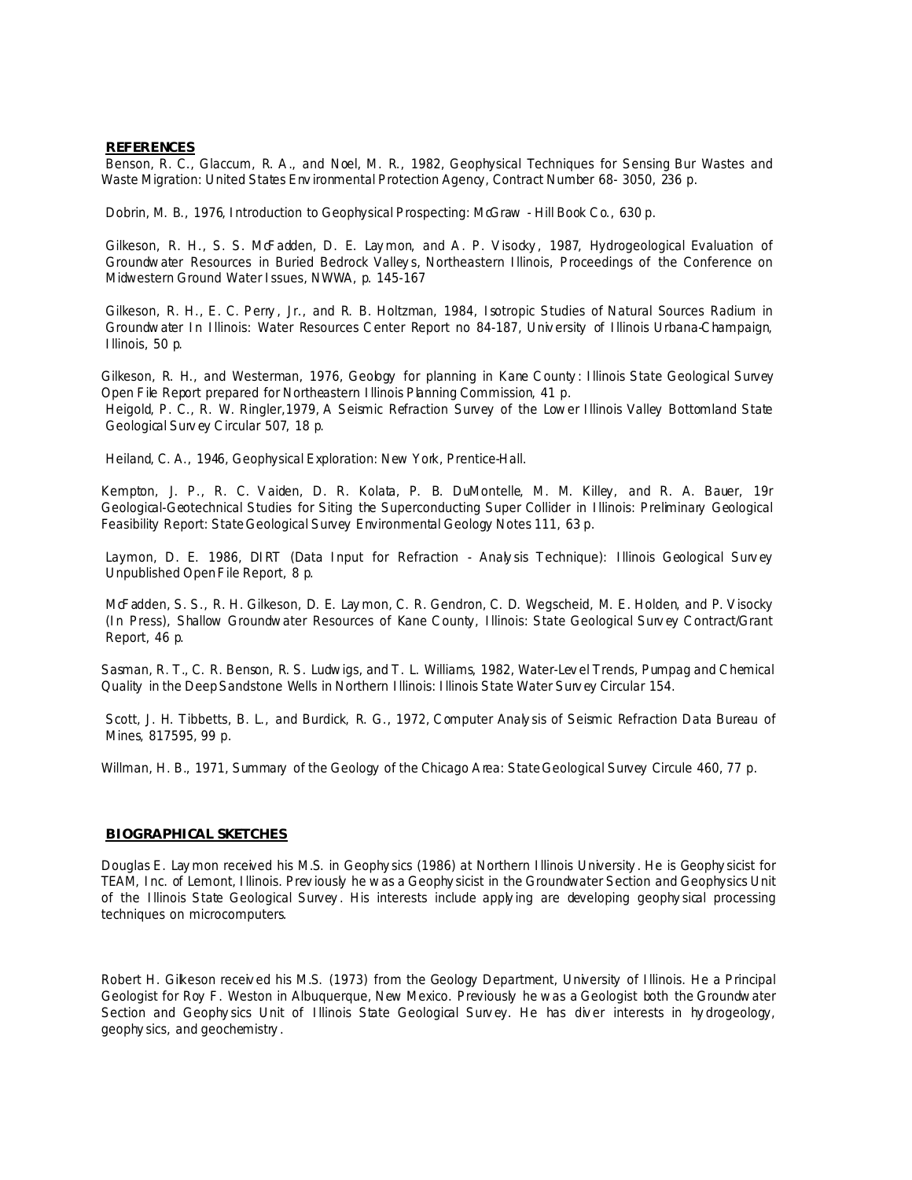## REFERENCES

Benson, R. C., Glaccum, R. A., and Noel, M. R., 1982, Geophysical Techniques for Sensing Bur Wastes and Waste Migration: United States Environmental Protection Agency, Contract Number 68- 3050, 236 p.

Dobrin, M. B., 1976, Introduction to Geophysical Prospecting: McGraw - Hill Book Co., 630 p.

Gilkeson, R. H., S. S. McFadden, D. E. Laymon, and A. P. Visocky, 1987, Hydrogeological Evaluation of Groundwater Resources in Buried Bedrock Valleys, Northeastern Illinois, Proceedings of the Conference on Midwestern Ground Water Issues, NWWA, p. 145-167

Gilkeson, R. H., E. C. Perry, Jr., and R. B. Holtzman, 1984, Isotropic Studies of Natural Sources Radium in Groundwater In Illinois: Water Resources Center Report no 84-187, University of Illinois Urbana-Champaign, Illinois, 50 p.

Gilkeson, R. H., and Westerman, 1976, Geology for planning in Kane County: Illinois State Geological Survey Open File Report prepared for Northeastern Illinois Planning Commission, 41 p.

Heigold, P. C., R. W. Ringler,1979, A Seismic Refraction Survey of the Lower Illinois Valley Bottomland State Geological Survey Circular 507, 18 p.

Heiland, C. A., 1946, Geophysical Exploration: New York, Prentice-Hall.

Kempton, J. P., R. C. Vaiden, D. R. Kolata, P. B. DuMontelle, M. M. Killey, and R. A. Bauer, 19r Geological-Geotechnical Studies for Siting the Superconducting Super Collider in Illinois: Preliminary Geological Feasibility Report: State Geological Survey Environmental Geology Notes 111, 63 p.

Laymon, D. E. 1986, DIRT (Data Input for Refraction - Analysis Technique): Illinois Geological Survey Unpublished Open File Report, 8 p.

McFadden, S. S., R. H. Gilkeson, D. E. Laymon, C. R. Gendron, C. D. Wegscheid, M. E. Holden, and P. Visocky (In Press), Shallow Groundwater Resources of Kane County, Illinois: State Geological Survey Contract/Grant Report, 46 p.

Sasman, R. T., C. R. Benson, R. S. Ludwigs, and T. L. Williams, 1982, Water-Level Trends, Pumpag and Chemical Quality in the Deep Sandstone Wells in Northern Illinois: Illinois State Water Survey Circular 154.

Scott, J. H. Tibbetts, B. L., and Burdick, R. G., 1972, Computer Analysis of Seismic Refraction Data Bureau of Mines, 817595, 99 p.

Willman, H. B., 1971, Summary of the Geology of the Chicago Area: State Geological Survey Circule 460, 77 p.

## BIOGRAPHICAL SKETCHES

Douglas E. Laymon received his M.S. in Geophysics (1986) at Northern Illinois University. He is Geophysicist for TEAM, Inc. of Lemont, Illinois. Previously he was a Geophysicist in the Groundwater Section and Geophysics Unit of the Illinois State Geological Survey. His interests include applying are developing geophysical processing techniques on microcomputers.

Robert H. Gilkeson received his M.S. (1973) from the Geology Department, University of Illinois. He a Principal Geologist for Roy F. Weston in Albuquerque, New Mexico. Previously he was a Geologist both the Groundwater Section and Geophysics Unit of Illinois State Geological Survey. He has diver interests in hydrogeology, geophysics, and geochemistry.